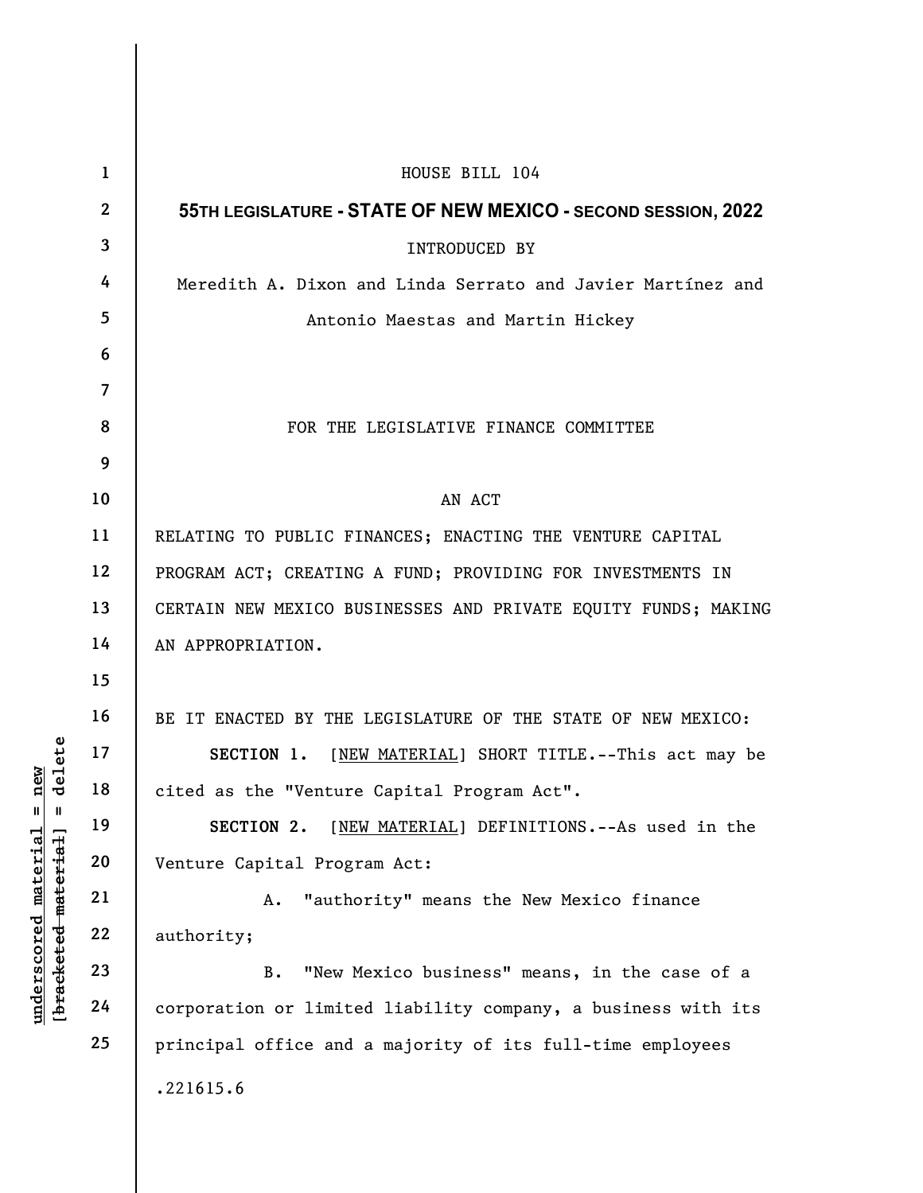HOUSE BILL 104

**55TH LEGISLATURE - STATE OF NEW MEXICO - SECOND SESSION, 2022**

INTRODUCED BY

Meredith A. Dixon and Linda Serrato and Javier Martínez and Antonio Maestas and Martin Hickey

FOR THE LEGISLATIVE FINANCE COMMITTEE

AN ACT

RELATING TO PUBLIC FINANCES; ENACTING THE VENTURE CAPITAL PROGRAM ACT; CREATING A FUND; PROVIDING FOR INVESTMENTS IN CERTAIN NEW MEXICO BUSINESSES AND PRIVATE EQUITY FUNDS; MAKING AN APPROPRIATION.

BE IT ENACTED BY THE LEGISLATURE OF THE STATE OF NEW MEXICO:

**SECTION 1.** [NEW MATERIAL] SHORT TITLE.--This act may be cited as the "Venture Capital Program Act".

**SECTION 2.** [NEW MATERIAL] DEFINITIONS.--As used in the Venture Capital Program Act:

A. "authority" means the New Mexico finance authority;

B. "New Mexico business" means, in the case of a corporation or limited liability company, a business with its principal office and a majority of its full-time employees

.221615.6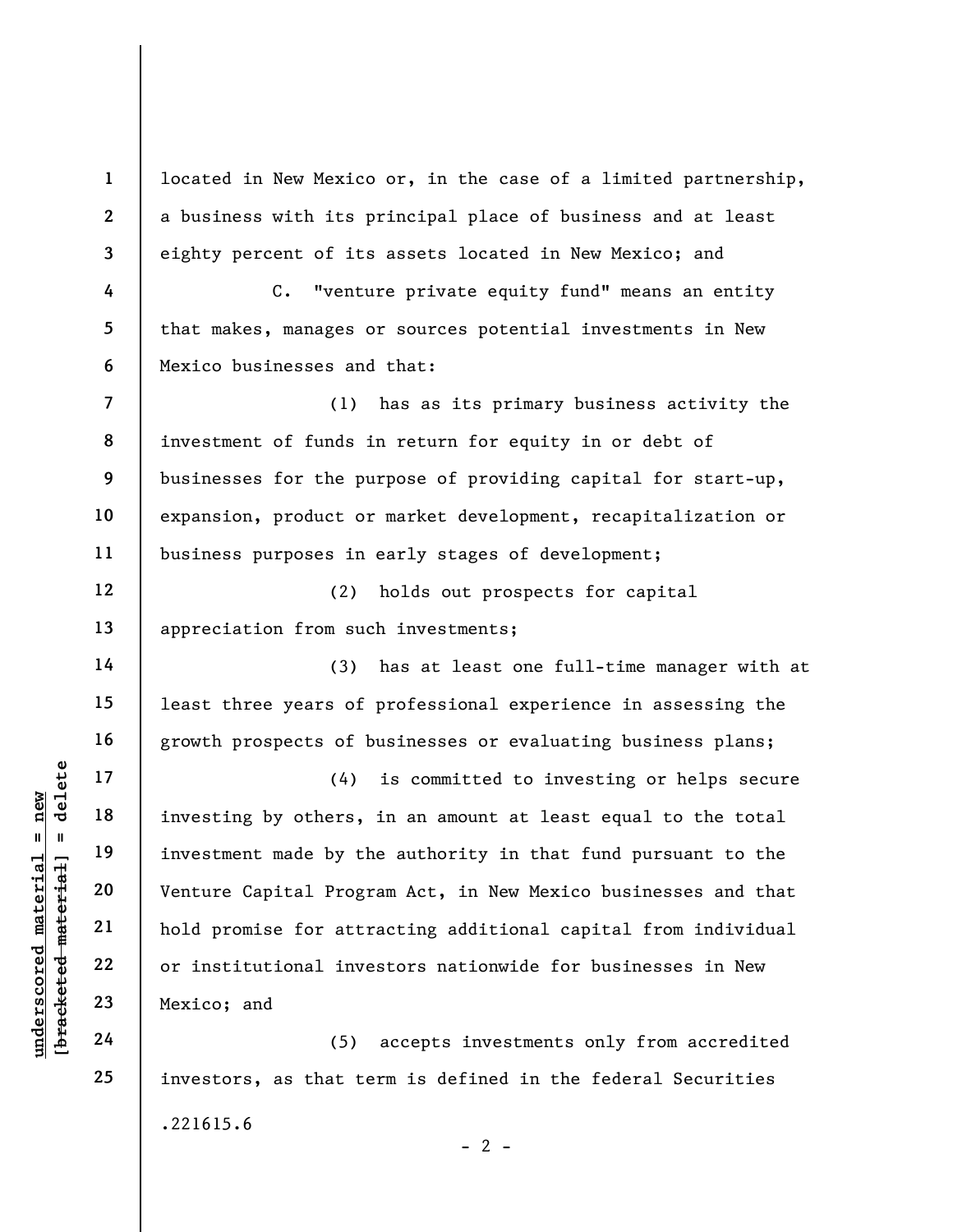located in New Mexico or, in the case of a limited partnership, a business with its principal place of business and at least eighty percent of its assets located in New Mexico; and

C. "venture private equity fund" means an entity that makes, manages or sources potential investments in New Mexico businesses and that:

(1) has as its primary business activity the investment of funds in return for equity in or debt of businesses for the purpose of providing capital for start-up, expansion, product or market development, recapitalization or business purposes in early stages of development;

(2) holds out prospects for capital appreciation from such investments;

(3) has at least one full-time manager with at least three years of professional experience in assessing the growth prospects of businesses or evaluating business plans;

(4) is committed to investing or helps secure investing by others, in an amount at least equal to the total investment made by the authority in that fund pursuant to the Venture Capital Program Act, in New Mexico businesses and that hold promise for attracting additional capital from individual or institutional investors nationwide for businesses in New Mexico; and

(5) accepts investments only from accredited investors, as that term is defined in the federal Securities

.221615.6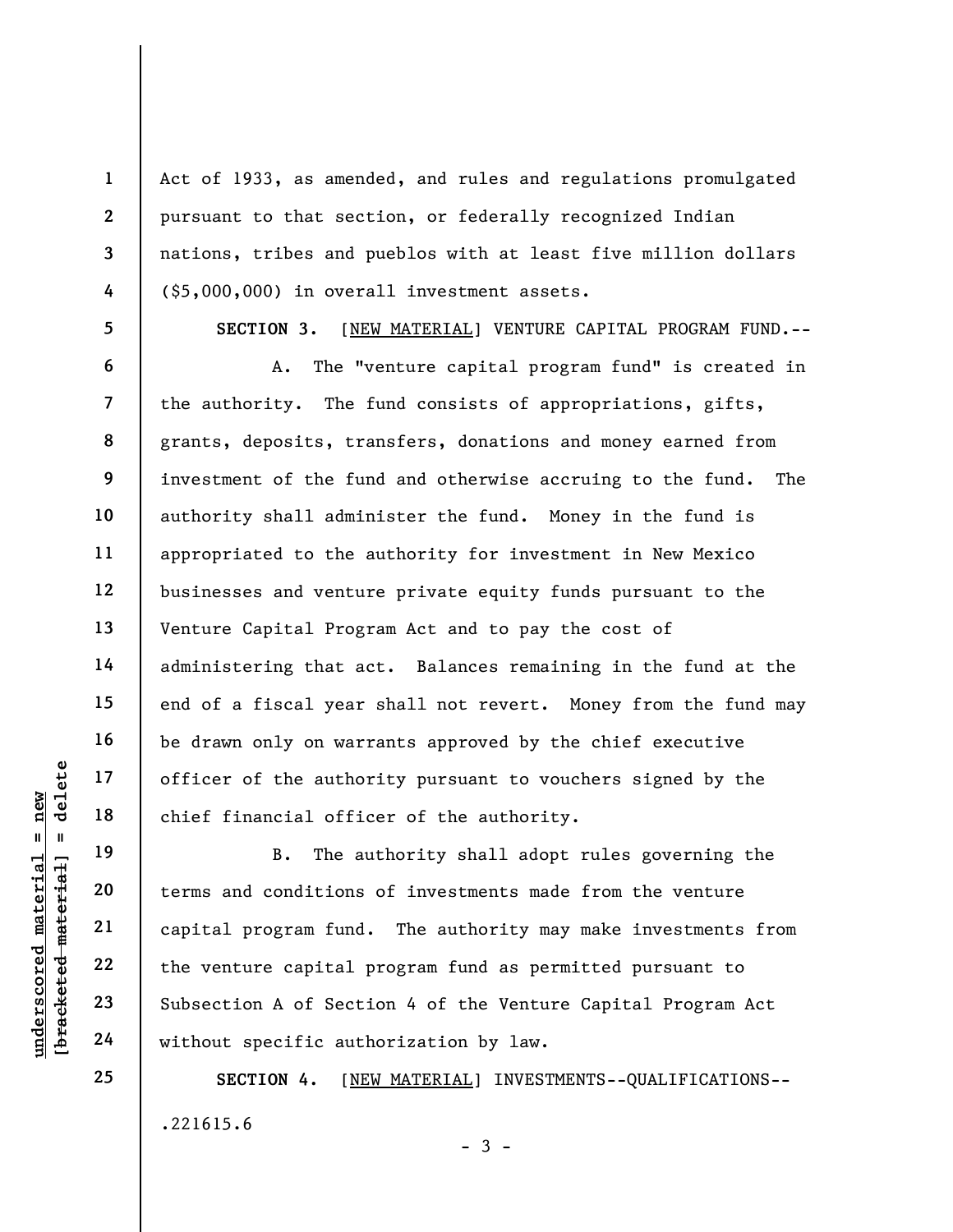Act of 1933, as amended, and rules and regulations promulgated pursuant to that section, or federally recognized Indian nations, tribes and pueblos with at least five million dollars ($5,000,000) in overall investment assets.

**SECTION 3.** [NEW MATERIAL] VENTURE CAPITAL PROGRAM FUND.--

A. The "venture capital program fund" is created in the authority. The fund consists of appropriations, gifts, grants, deposits, transfers, donations and money earned from investment of the fund and otherwise accruing to the fund. The authority shall administer the fund. Money in the fund is appropriated to the authority for investment in New Mexico businesses and venture private equity funds pursuant to the Venture Capital Program Act and to pay the cost of administering that act. Balances remaining in the fund at the end of a fiscal year shall not revert. Money from the fund may be drawn only on warrants approved by the chief executive officer of the authority pursuant to vouchers signed by the chief financial officer of the authority.

B. The authority shall adopt rules governing the terms and conditions of investments made from the venture capital program fund. The authority may make investments from the venture capital program fund as permitted pursuant to Subsection A of Section 4 of the Venture Capital Program Act without specific authorization by law.

**SECTION 4.** [NEW MATERIAL] INVESTMENTS--QUALIFICATIONS--

.221615.6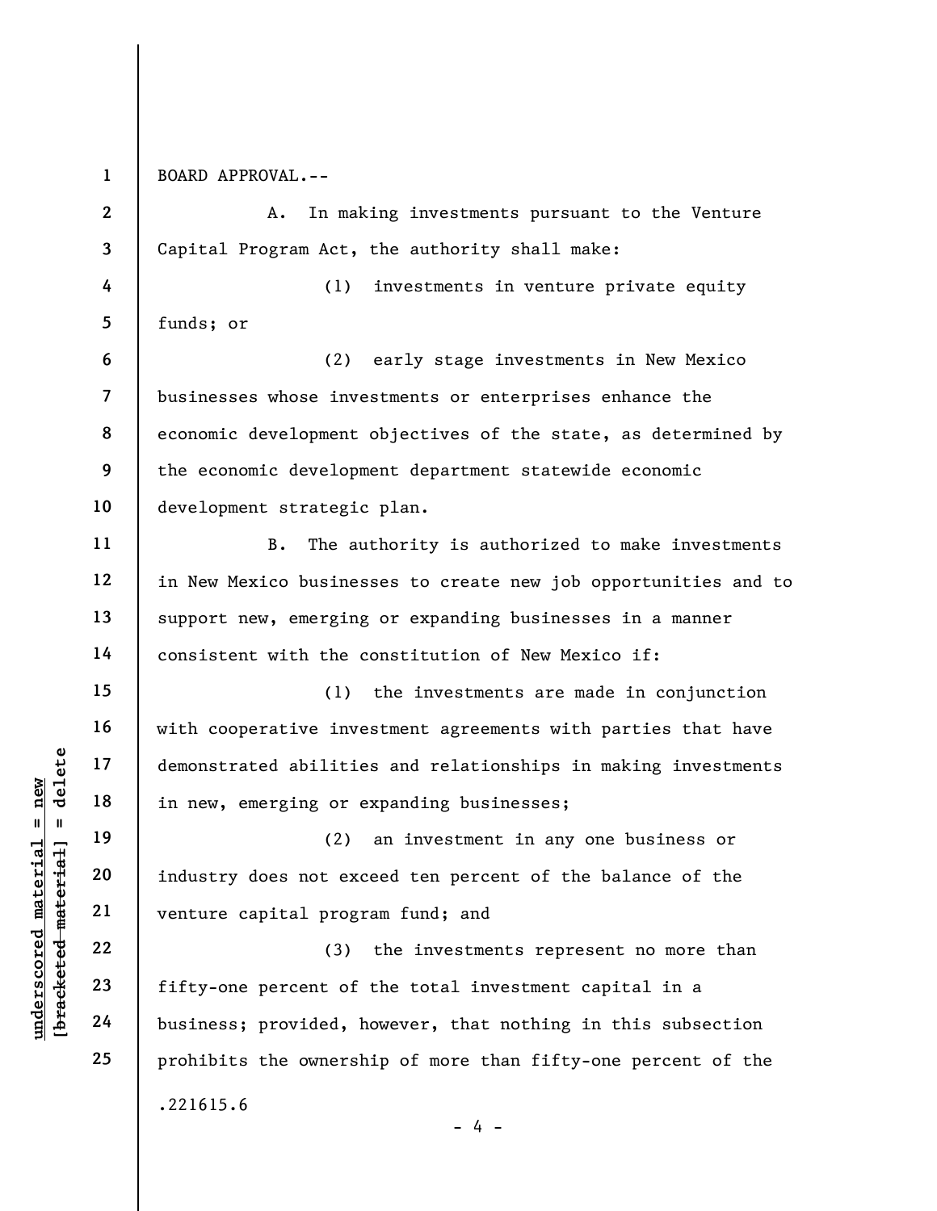BOARD APPROVAL.--

A. In making investments pursuant to the Venture Capital Program Act, the authority shall make:

(1) investments in venture private equity funds; or

(2) early stage investments in New Mexico businesses whose investments or enterprises enhance the economic development objectives of the state, as determined by the economic development department statewide economic development strategic plan.

B. The authority is authorized to make investments in New Mexico businesses to create new job opportunities and to support new, emerging or expanding businesses in a manner consistent with the constitution of New Mexico if:

(1) the investments are made in conjunction with cooperative investment agreements with parties that have demonstrated abilities and relationships in making investments in new, emerging or expanding businesses;

(2) an investment in any one business or industry does not exceed ten percent of the balance of the venture capital program fund; and

(3) the investments represent no more than fifty-one percent of the total investment capital in a business; provided, however, that nothing in this subsection prohibits the ownership of more than fifty-one percent of the

.221615.6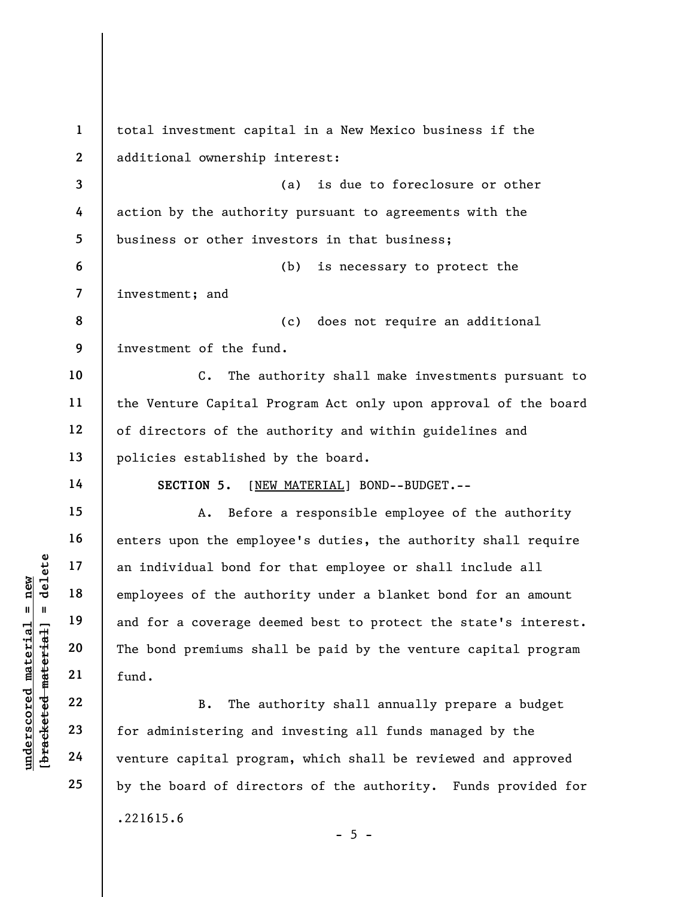total investment capital in a New Mexico business if the additional ownership interest:

(a) is due to foreclosure or other action by the authority pursuant to agreements with the business or other investors in that business;

(b) is necessary to protect the investment; and

(c) does not require an additional investment of the fund.

C. The authority shall make investments pursuant to the Venture Capital Program Act only upon approval of the board of directors of the authority and within guidelines and policies established by the board.

**SECTION 5.** [NEW MATERIAL] BOND--BUDGET.--

A. Before a responsible employee of the authority enters upon the employee's duties, the authority shall require an individual bond for that employee or shall include all employees of the authority under a blanket bond for an amount and for a coverage deemed best to protect the state's interest. The bond premiums shall be paid by the venture capital program fund.

B. The authority shall annually prepare a budget for administering and investing all funds managed by the venture capital program, which shall be reviewed and approved by the board of directors of the authority. Funds provided for

.221615.6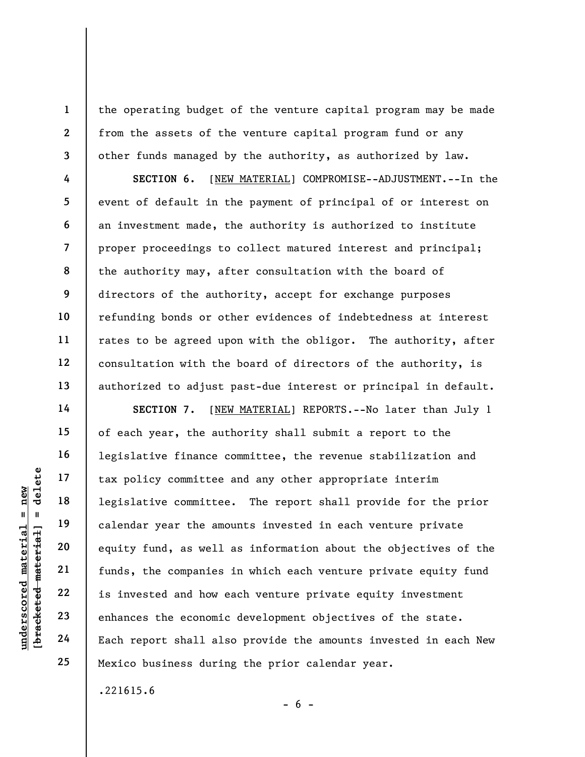the operating budget of the venture capital program may be made from the assets of the venture capital program fund or any other funds managed by the authority, as authorized by law.

**SECTION 6.** [NEW MATERIAL] COMPROMISE--ADJUSTMENT.--In the event of default in the payment of principal of or interest on an investment made, the authority is authorized to institute proper proceedings to collect matured interest and principal; the authority may, after consultation with the board of directors of the authority, accept for exchange purposes refunding bonds or other evidences of indebtedness at interest rates to be agreed upon with the obligor. The authority, after consultation with the board of directors of the authority, is authorized to adjust past-due interest or principal in default.

**SECTION 7.** [NEW MATERIAL] REPORTS.--No later than July 1 of each year, the authority shall submit a report to the legislative finance committee, the revenue stabilization and tax policy committee and any other appropriate interim legislative committee. The report shall provide for the prior calendar year the amounts invested in each venture private equity fund, as well as information about the objectives of the funds, the companies in which each venture private equity fund is invested and how each venture private equity investment enhances the economic development objectives of the state. Each report shall also provide the amounts invested in each New Mexico business during the prior calendar year.

.221615.6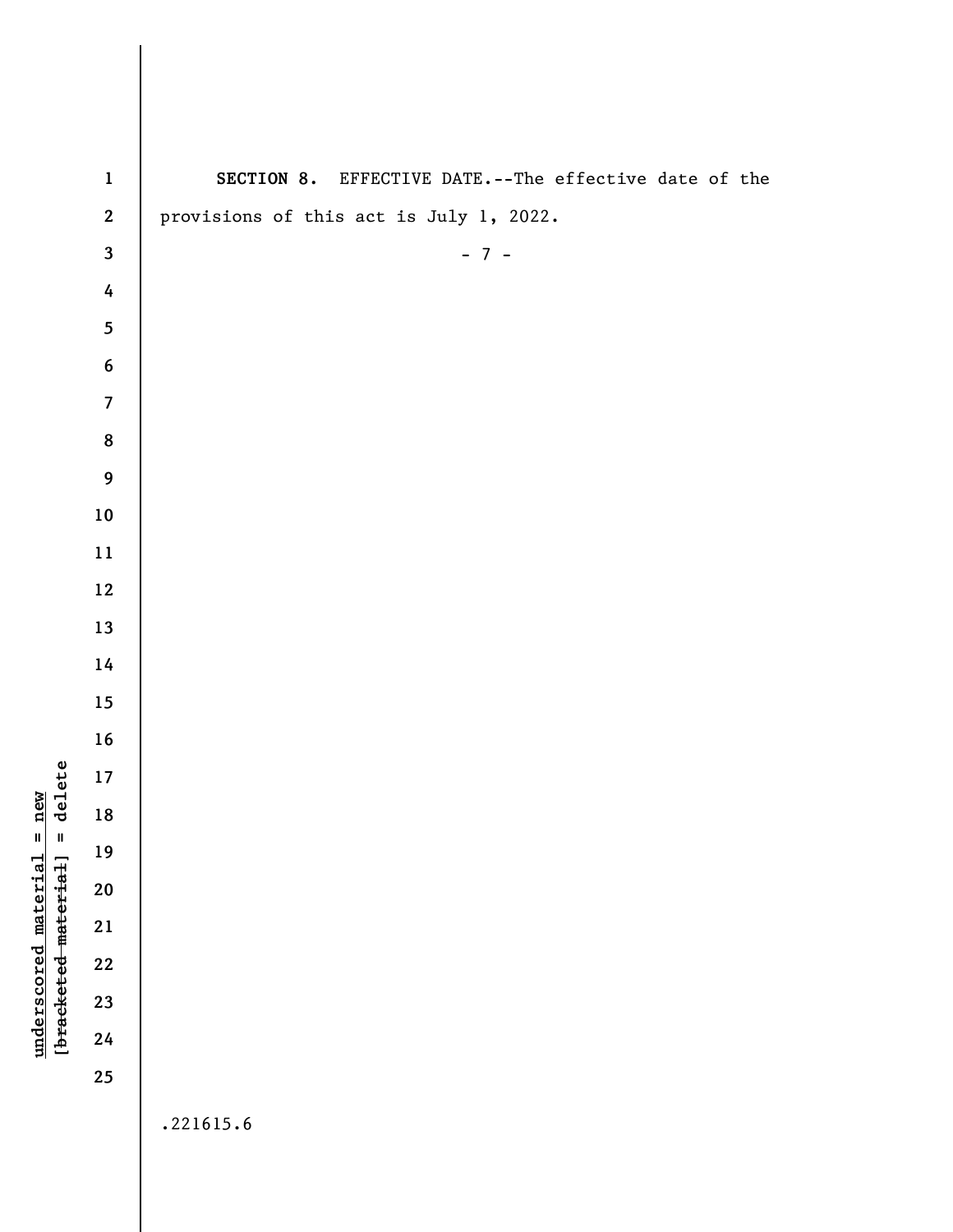**SECTION 8.** EFFECTIVE DATE.--The effective date of the provisions of this act is July 1, 2022.

.221615.6